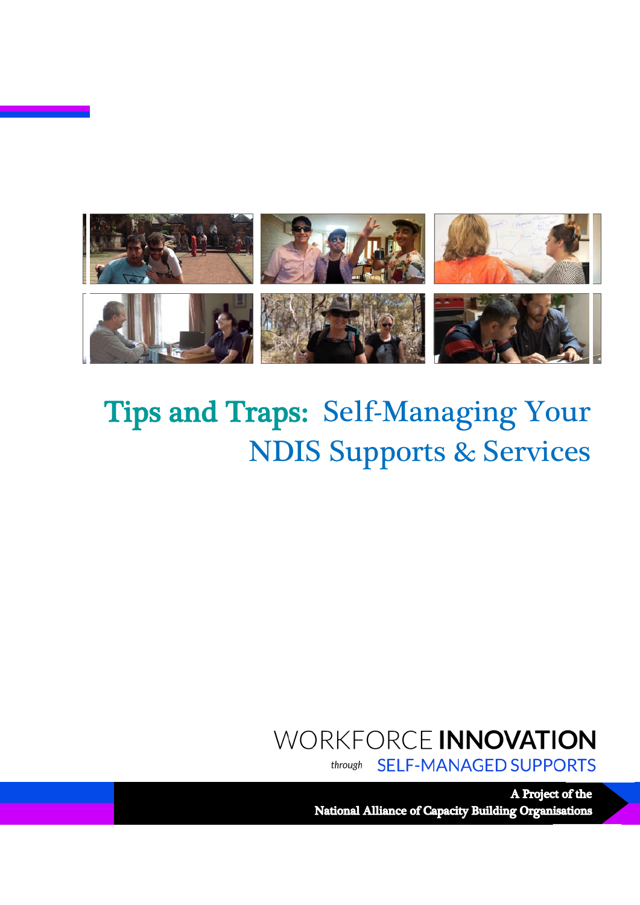# Tips and Traps: Self-Managing Your NDIS Supports & Services

WORKFORCE **INNOVATION**

*through* SELF-MANAGED SUPPORTS

**A Project of the National Alliance of Capacity Building Organisations**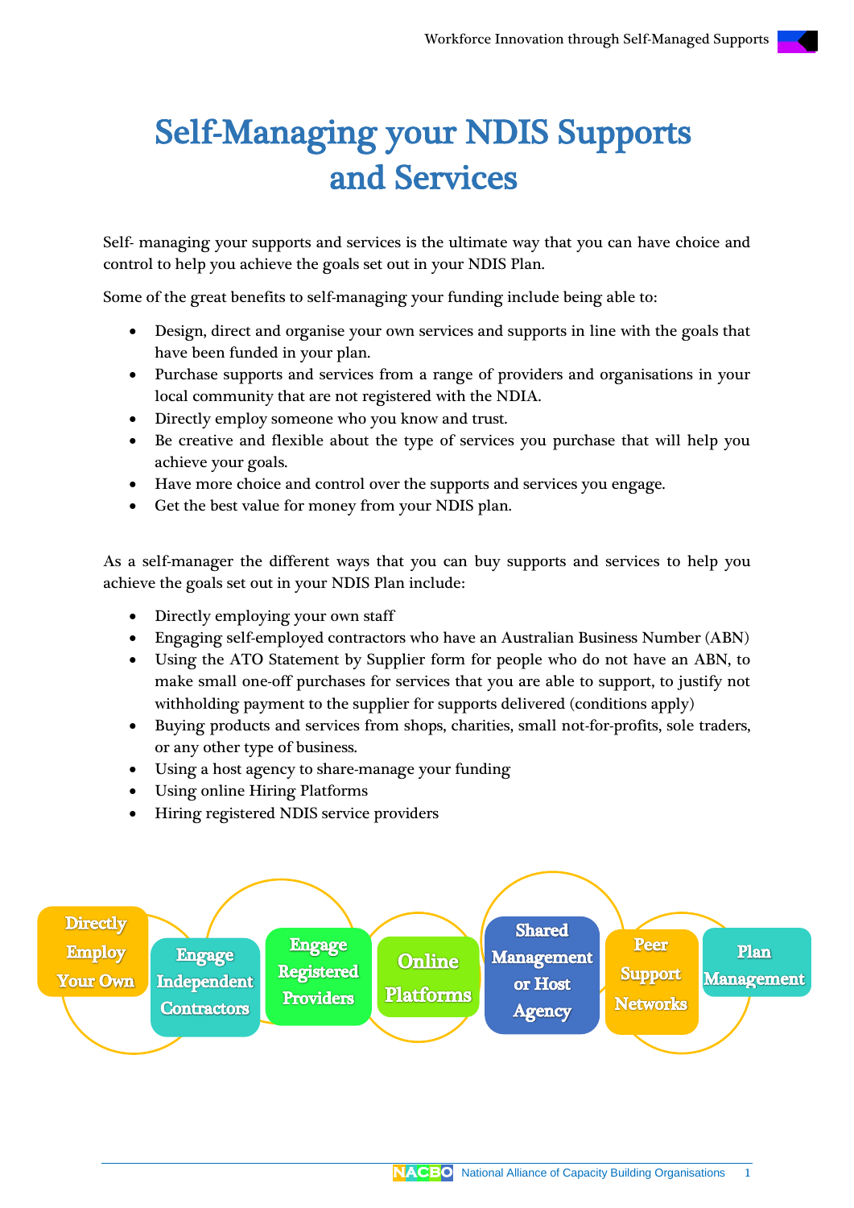# Self-Managing your NDIS Supports and Services

Self- managing your supports and services is the ultimate way that you can have choice and control to help you achieve the goals set out in your NDIS Plan.

Some of the great benefits to self-managing your funding include being able to:

- Design, direct and organise your own services and supports in line with the goals that have been funded in your plan.
- Purchase supports and services from a range of providers and organisations in your local community that are not registered with the NDIA.
- Directly employ someone who you know and trust.
- Be creative and flexible about the type of services you purchase that will help you achieve your goals.
- Have more choice and control over the supports and services you engage.
- Get the best value for money from your NDIS plan.

As a self-manager the different ways that you can buy supports and services to help you achieve the goals set out in your NDIS Plan include:

- Directly employing your own staff
- Engaging self-employed contractors who have an Australian Business Number (ABN)
- Using the ATO Statement by Supplier form for people who do not have an ABN, to make small one-off purchases for services that you are able to support, to justify not withholding payment to the supplier for supports delivered (conditions apply)
- Buying products and services from shops, charities, small not-for-profits, sole traders, or any other type of business.
- Using a host agency to share-manage your funding
- Using online Hiring Platforms
- Hiring registered NDIS service providers

Directly Employ Your Own | Engage Independent Contractors | Engage Registered Providers | Online Platforms | Shared Management or Host Agency | Peer Support Networks | Plan Management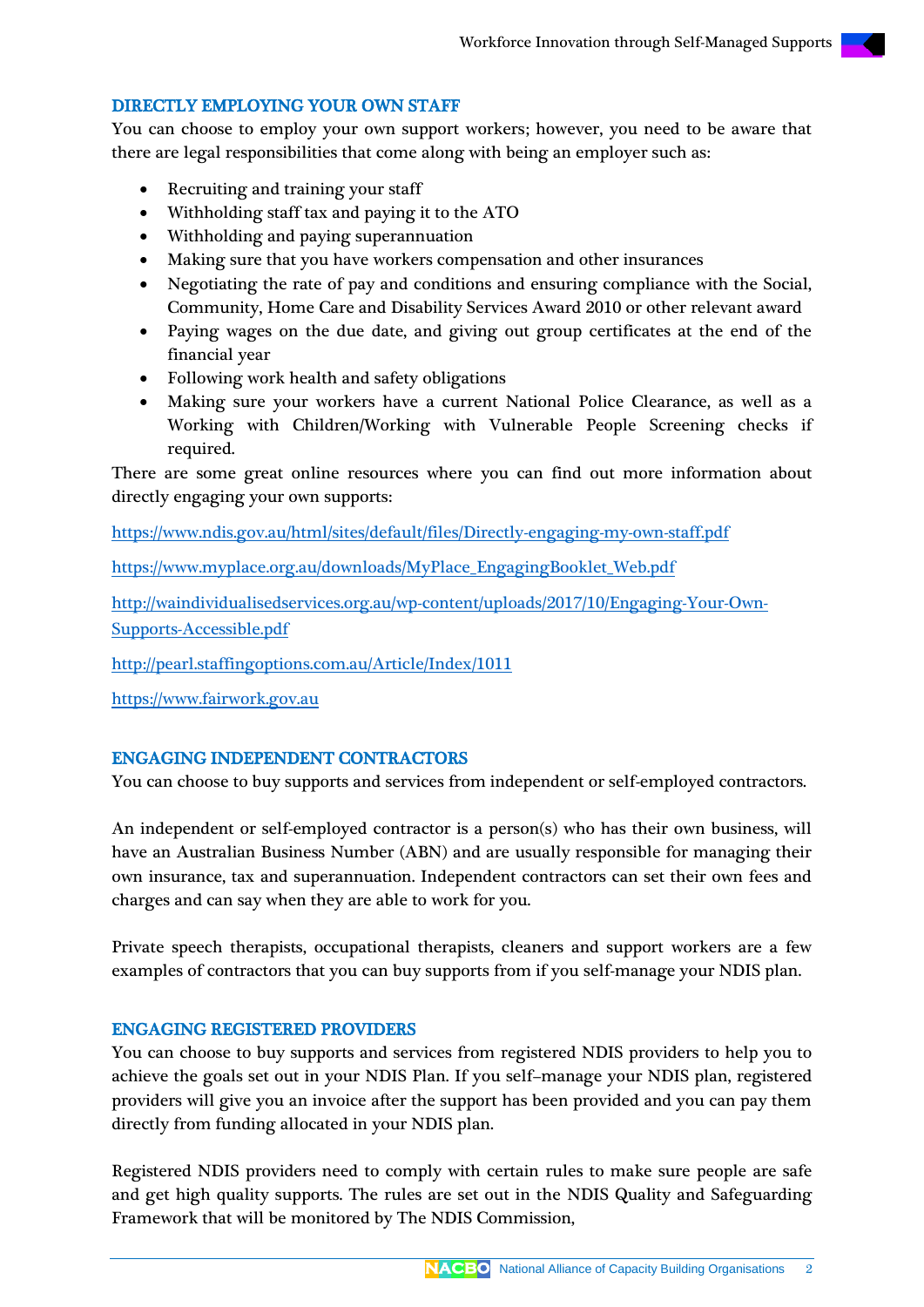## DIRECTLY EMPLOYING YOUR OWN STAFF

You can choose to employ your own support workers; however, you need to be aware that there are legal responsibilities that come along with being an employer such as:

- Recruiting and training your staff
- Withholding staff tax and paying it to the ATO
- Withholding and paying superannuation
- Making sure that you have workers compensation and other insurances
- Negotiating the rate of pay and conditions and ensuring compliance with the Social, Community, Home Care and Disability Services Award 2010 or other relevant award
- Paying wages on the due date, and giving out group certificates at the end of the financial year
- Following work health and safety obligations
- Making sure your workers have a current National Police Clearance, as well as a Working with Children/Working with Vulnerable People Screening checks if required.

There are some great online resources where you can find out more information about directly engaging your own supports:

https://www.ndis.gov.au/html/sites/default/files/Directly-engaging-my-own-staff.pdf

https://www.myplace.org.au/downloads/MyPlace_EngagingBooklet_Web.pdf

http://waindividualisedservices.org.au/wp-content/uploads/2017/10/Engaging-Your-Own-Supports-Accessible.pdf

http://pearl.staffingoptions.com.au/Article/Index/1011

https://www.fairwork.gov.au

## ENGAGING INDEPENDENT CONTRACTORS

You can choose to buy supports and services from independent or self-employed contractors.

An independent or self-employed contractor is a person(s) who has their own business, will have an Australian Business Number (ABN) and are usually responsible for managing their own insurance, tax and superannuation. Independent contractors can set their own fees and charges and can say when they are able to work for you.

Private speech therapists, occupational therapists, cleaners and support workers are a few examples of contractors that you can buy supports from if you self-manage your NDIS plan.

## ENGAGING REGISTERED PROVIDERS

You can choose to buy supports and services from registered NDIS providers to help you to achieve the goals set out in your NDIS Plan. If you self–manage your NDIS plan, registered providers will give you an invoice after the support has been provided and you can pay them directly from funding allocated in your NDIS plan.

Registered NDIS providers need to comply with certain rules to make sure people are safe and get high quality supports. The rules are set out in the NDIS Quality and Safeguarding Framework that will be monitored by The NDIS Commission,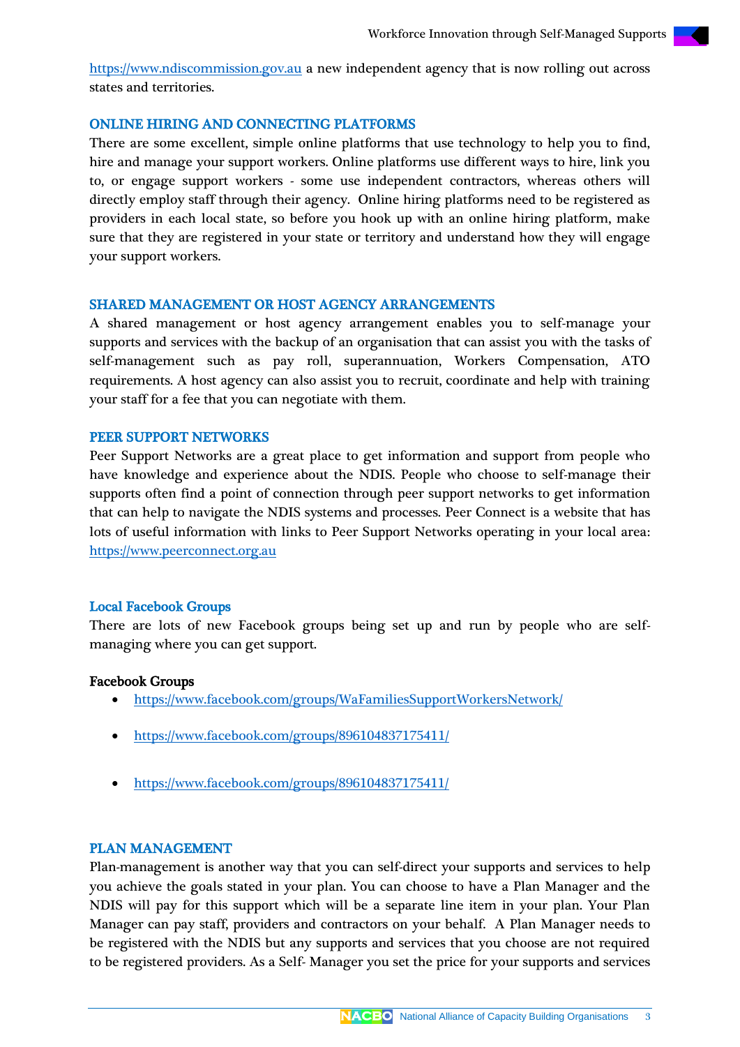https://www.ndiscommission.gov.au a new independent agency that is now rolling out across states and territories.

## ONLINE HIRING AND CONNECTING PLATFORMS

There are some excellent, simple online platforms that use technology to help you to find, hire and manage your support workers. Online platforms use different ways to hire, link you to, or engage support workers - some use independent contractors, whereas others will directly employ staff through their agency. Online hiring platforms need to be registered as providers in each local state, so before you hook up with an online hiring platform, make sure that they are registered in your state or territory and understand how they will engage your support workers.

## SHARED MANAGEMENT OR HOST AGENCY ARRANGEMENTS

A shared management or host agency arrangement enables you to self-manage your supports and services with the backup of an organisation that can assist you with the tasks of self-management such as pay roll, superannuation, Workers Compensation, ATO requirements. A host agency can also assist you to recruit, coordinate and help with training your staff for a fee that you can negotiate with them.

## PEER SUPPORT NETWORKS

Peer Support Networks are a great place to get information and support from people who have knowledge and experience about the NDIS. People who choose to self-manage their supports often find a point of connection through peer support networks to get information that can help to navigate the NDIS systems and processes. Peer Connect is a website that has lots of useful information with links to Peer Support Networks operating in your local area: https://www.peerconnect.org.au

## Local Facebook Groups

There are lots of new Facebook groups being set up and run by people who are self-managing where you can get support.

**Facebook Groups**

- https://www.facebook.com/groups/WaFamiliesSupportWorkersNetwork/
- https://www.facebook.com/groups/896104837175411/
- https://www.facebook.com/groups/896104837175411/

## PLAN MANAGEMENT

Plan-management is another way that you can self-direct your supports and services to help you achieve the goals stated in your plan. You can choose to have a Plan Manager and the NDIS will pay for this support which will be a separate line item in your plan. Your Plan Manager can pay staff, providers and contractors on your behalf. A Plan Manager needs to be registered with the NDIS but any supports and services that you choose are not required to be registered providers. As a Self- Manager you set the price for your supports and services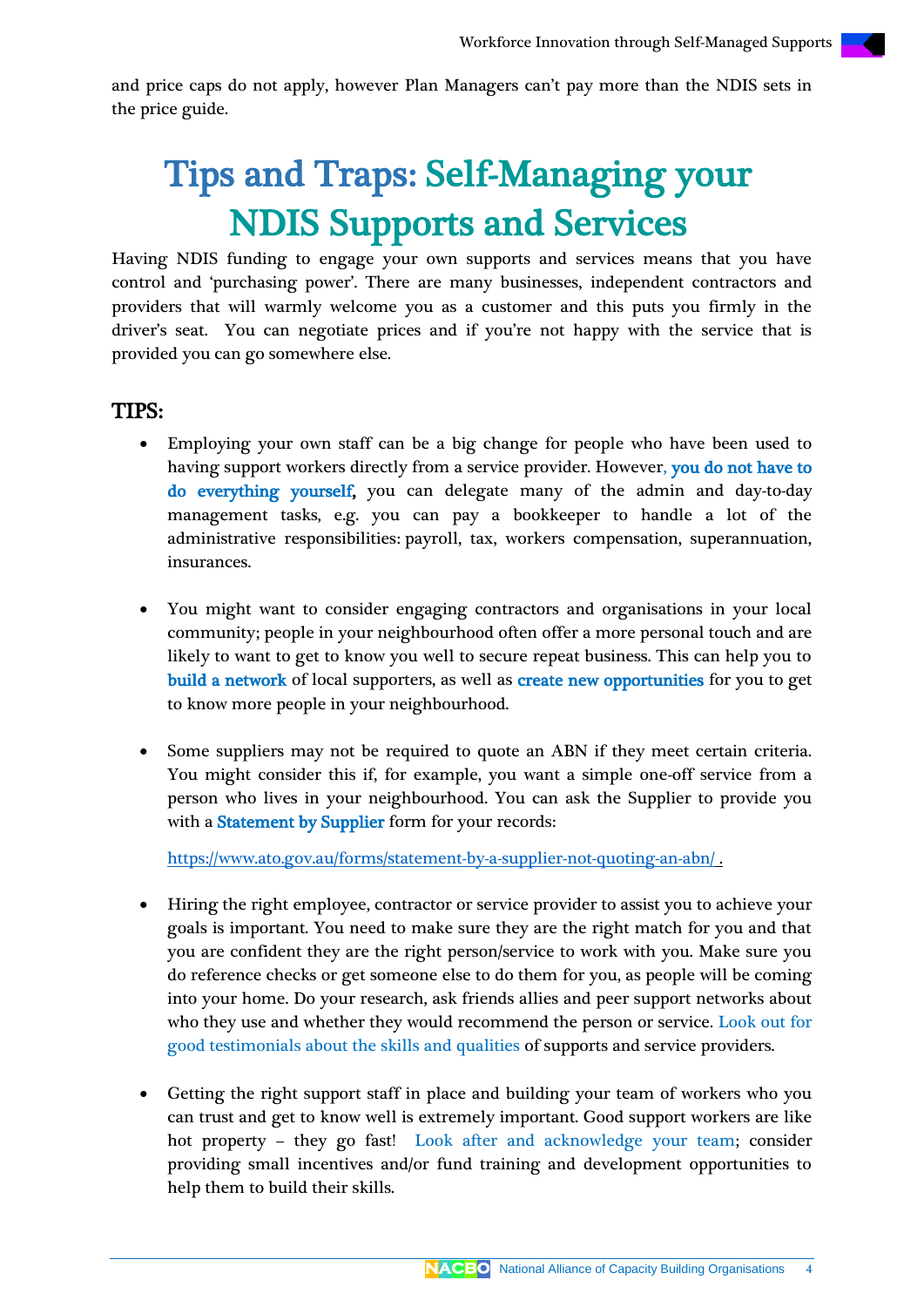and price caps do not apply, however Plan Managers can't pay more than the NDIS sets in the price guide.

# Tips and Traps: Self-Managing your NDIS Supports and Services

Having NDIS funding to engage your own supports and services means that you have control and 'purchasing power'. There are many businesses, independent contractors and providers that will warmly welcome you as a customer and this puts you firmly in the driver's seat. You can negotiate prices and if you're not happy with the service that is provided you can go somewhere else.

## TIPS:

- Employing your own staff can be a big change for people who have been used to having support workers directly from a service provider. However, **you do not have to do everything yourself**, you can delegate many of the admin and day-to-day management tasks, e.g. you can pay a bookkeeper to handle a lot of the administrative responsibilities: payroll, tax, workers compensation, superannuation, insurances.

- You might want to consider engaging contractors and organisations in your local community; people in your neighbourhood often offer a more personal touch and are likely to want to get to know you well to secure repeat business. This can help you to **build a network** of local supporters, as well as **create new opportunities** for you to get to know more people in your neighbourhood.

- Some suppliers may not be required to quote an ABN if they meet certain criteria. You might consider this if, for example, you want a simple one-off service from a person who lives in your neighbourhood. You can ask the Supplier to provide you with a **Statement by Supplier** form for your records:

  https://www.ato.gov.au/forms/statement-by-a-supplier-not-quoting-an-abn/ .

- Hiring the right employee, contractor or service provider to assist you to achieve your goals is important. You need to make sure they are the right match for you and that you are confident they are the right person/service to work with you. Make sure you do reference checks or get someone else to do them for you, as people will be coming into your home. Do your research, ask friends allies and peer support networks about who they use and whether they would recommend the person or service. Look out for good testimonials about the skills and qualities of supports and service providers.

- Getting the right support staff in place and building your team of workers who you can trust and get to know well is extremely important. Good support workers are like hot property – they go fast! Look after and acknowledge your team; consider providing small incentives and/or fund training and development opportunities to help them to build their skills.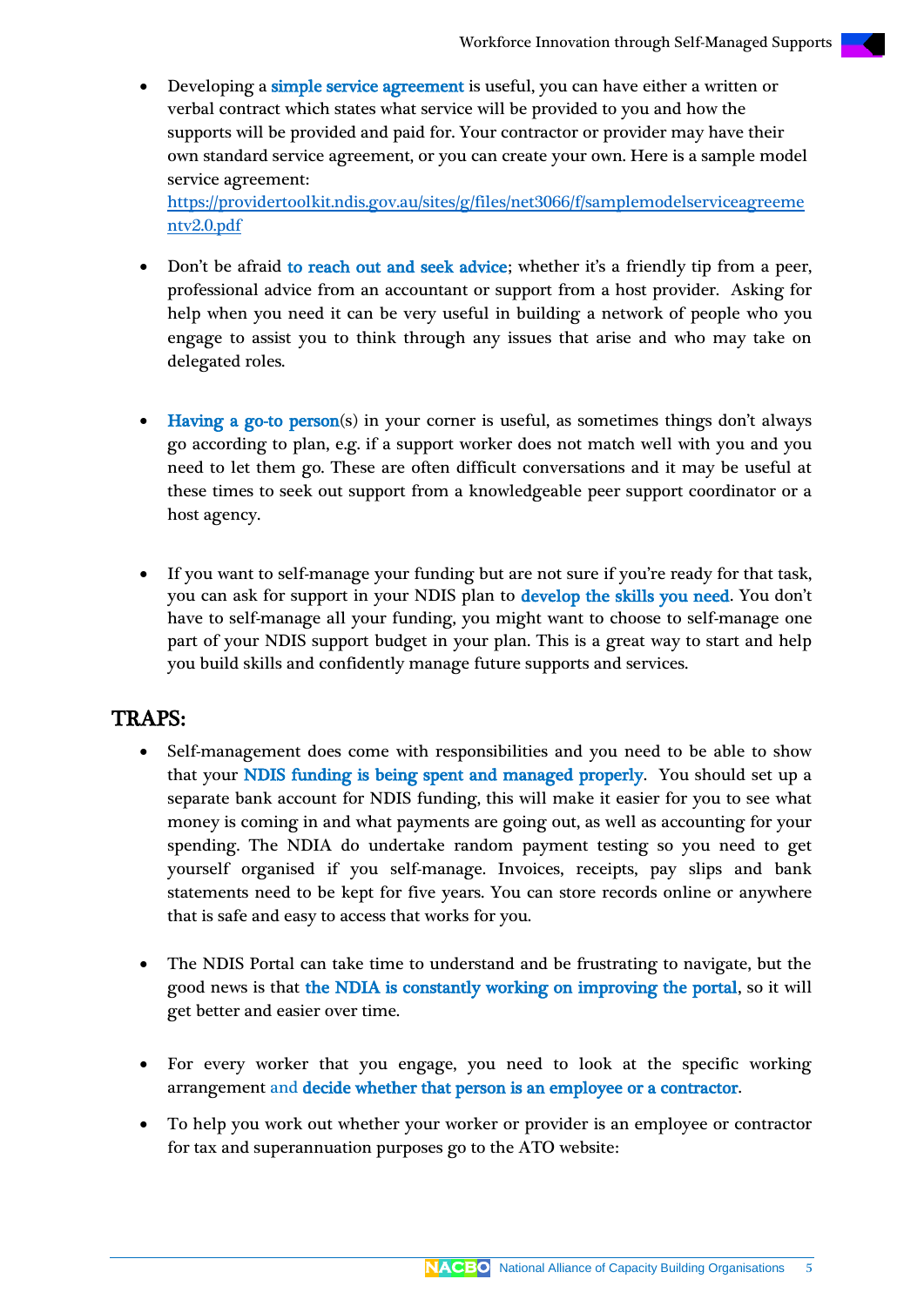- Developing a simple service agreement is useful, you can have either a written or verbal contract which states what service will be provided to you and how the supports will be provided and paid for. Your contractor or provider may have their own standard service agreement, or you can create your own. Here is a sample model service agreement: https://providertoolkit.ndis.gov.au/sites/g/files/net3066/f/samplemodelserviceagreementv2.0.pdf

- Don't be afraid to reach out and seek advice; whether it's a friendly tip from a peer, professional advice from an accountant or support from a host provider. Asking for help when you need it can be very useful in building a network of people who you engage to assist you to think through any issues that arise and who may take on delegated roles.

- Having a go-to person(s) in your corner is useful, as sometimes things don't always go according to plan, e.g. if a support worker does not match well with you and you need to let them go. These are often difficult conversations and it may be useful at these times to seek out support from a knowledgeable peer support coordinator or a host agency.

- If you want to self-manage your funding but are not sure if you're ready for that task, you can ask for support in your NDIS plan to develop the skills you need. You don't have to self-manage all your funding, you might want to choose to self-manage one part of your NDIS support budget in your plan. This is a great way to start and help you build skills and confidently manage future supports and services.

## TRAPS:

- Self-management does come with responsibilities and you need to be able to show that your NDIS funding is being spent and managed properly. You should set up a separate bank account for NDIS funding, this will make it easier for you to see what money is coming in and what payments are going out, as well as accounting for your spending. The NDIA do undertake random payment testing so you need to get yourself organised if you self-manage. Invoices, receipts, pay slips and bank statements need to be kept for five years. You can store records online or anywhere that is safe and easy to access that works for you.

- The NDIS Portal can take time to understand and be frustrating to navigate, but the good news is that the NDIA is constantly working on improving the portal, so it will get better and easier over time.

- For every worker that you engage, you need to look at the specific working arrangement and decide whether that person is an employee or a contractor.

- To help you work out whether your worker or provider is an employee or contractor for tax and superannuation purposes go to the ATO website: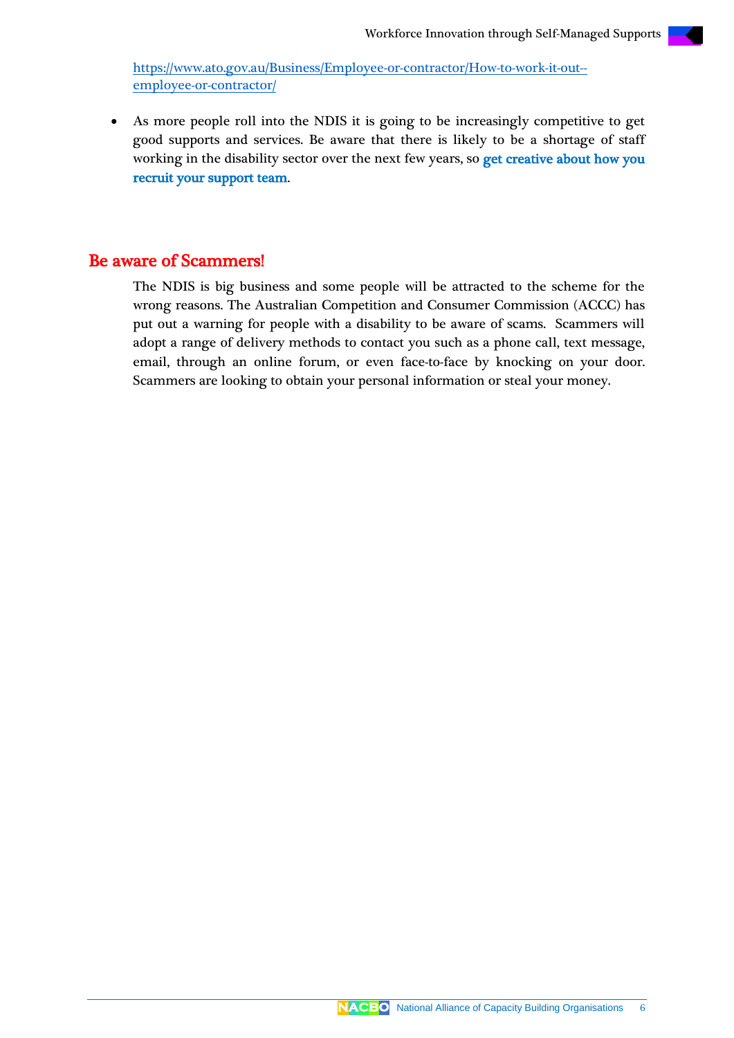https://www.ato.gov.au/Business/Employee-or-contractor/How-to-work-it-out--employee-or-contractor/

- As more people roll into the NDIS it is going to be increasingly competitive to get good supports and services. Be aware that there is likely to be a shortage of staff working in the disability sector over the next few years, so **get creative about how you recruit your support team**.

## Be aware of Scammers!

The NDIS is big business and some people will be attracted to the scheme for the wrong reasons. The Australian Competition and Consumer Commission (ACCC) has put out a warning for people with a disability to be aware of scams. Scammers will adopt a range of delivery methods to contact you such as a phone call, text message, email, through an online forum, or even face-to-face by knocking on your door. Scammers are looking to obtain your personal information or steal your money.